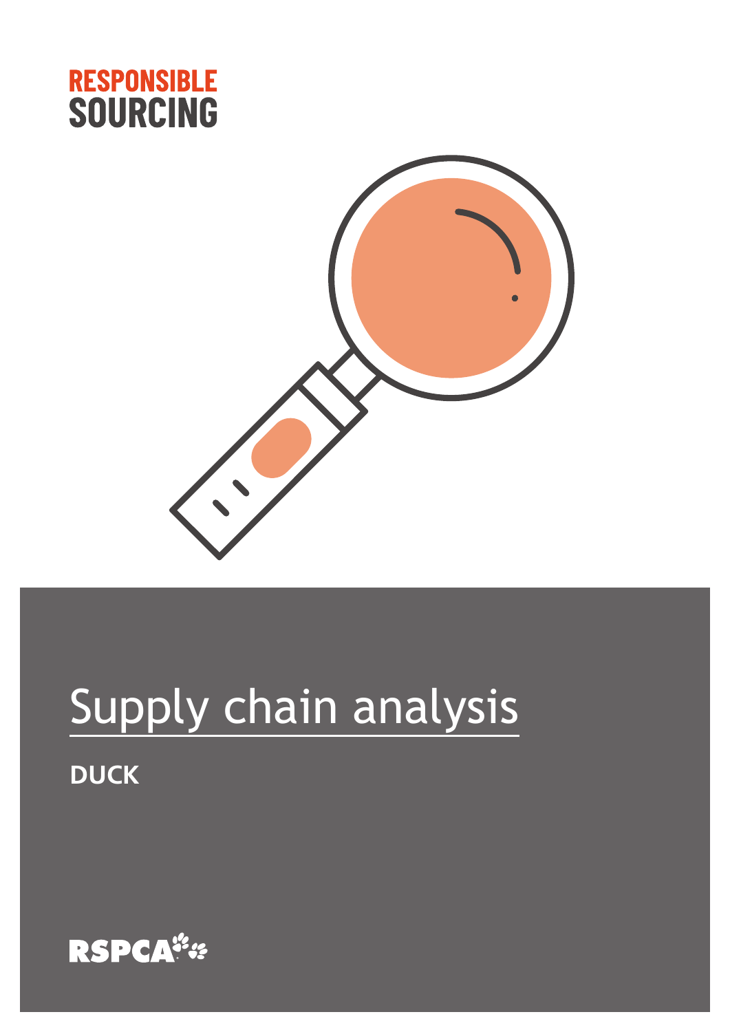RESPONSIBLE
SOURCING

# Supply chain analysis

**DUCK**

RSPCA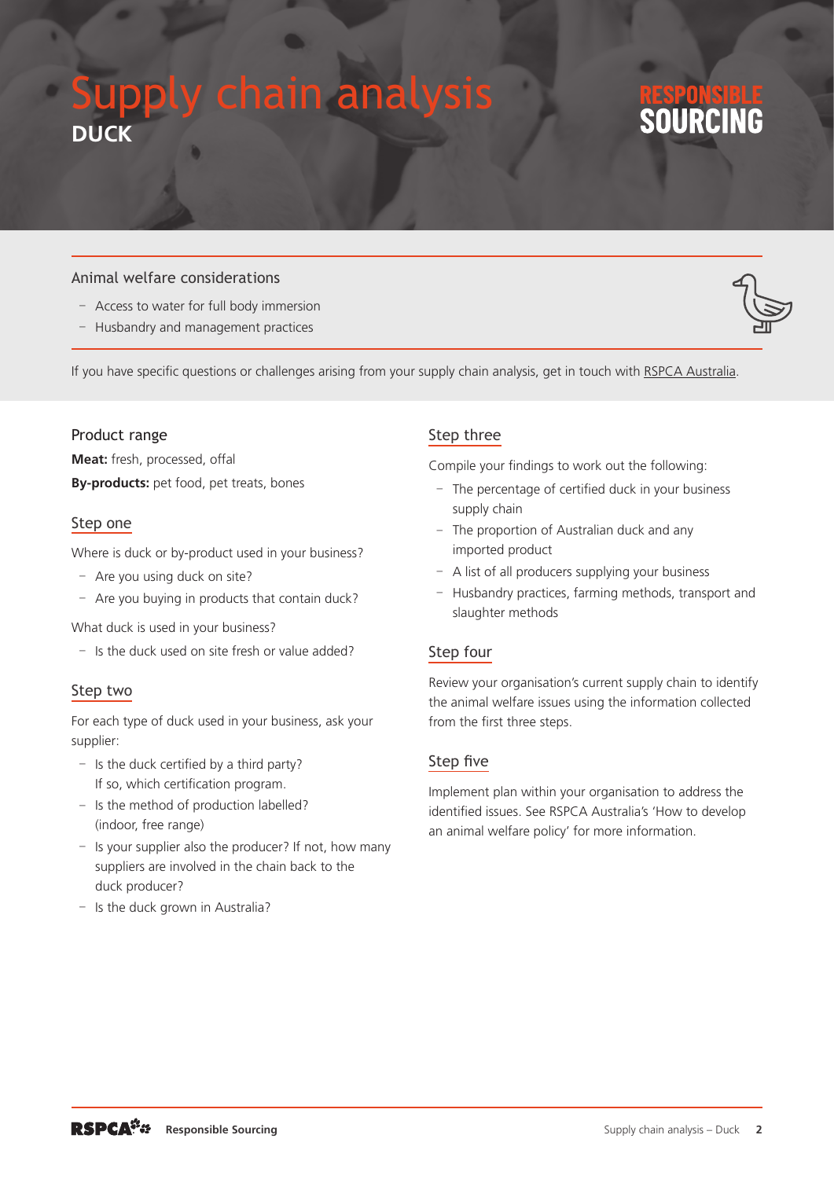# Supply chain analysis

## DUCK

RESPONSIBLE SOURCING

### Animal welfare considerations

- Access to water for full body immersion
- Husbandry and management practices

If you have specific questions or challenges arising from your supply chain analysis, get in touch with RSPCA Australia.

### Product range

**Meat:** fresh, processed, offal

**By-products:** pet food, pet treats, bones

### Step one

Where is duck or by-product used in your business?

- Are you using duck on site?
- Are you buying in products that contain duck?

What duck is used in your business?

- Is the duck used on site fresh or value added?

### Step two

For each type of duck used in your business, ask your supplier:

- Is the duck certified by a third party? If so, which certification program.
- Is the method of production labelled? (indoor, free range)
- Is your supplier also the producer? If not, how many suppliers are involved in the chain back to the duck producer?
- Is the duck grown in Australia?

### Step three

Compile your findings to work out the following:

- The percentage of certified duck in your business supply chain
- The proportion of Australian duck and any imported product
- A list of all producers supplying your business
- Husbandry practices, farming methods, transport and slaughter methods

### Step four

Review your organisation's current supply chain to identify the animal welfare issues using the information collected from the first three steps.

### Step five

Implement plan within your organisation to address the identified issues. See RSPCA Australia's 'How to develop an animal welfare policy' for more information.